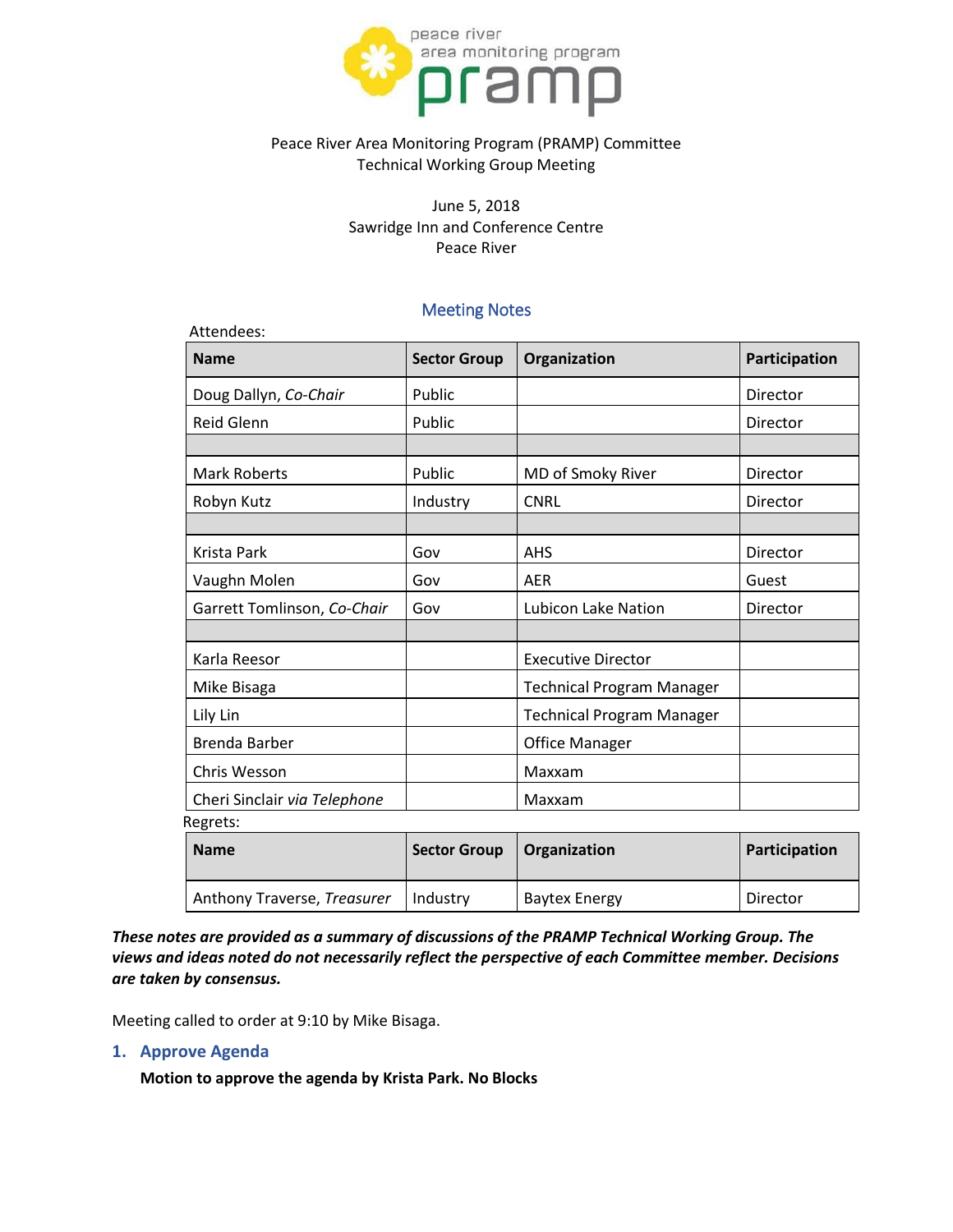peace river area monitoring program

pramp

Peace River Area Monitoring Program (PRAMP) Committee
Technical Working Group Meeting

June 5, 2018
Sawridge Inn and Conference Centre
Peace River

## Meeting Notes

Attendees:

| Name | Sector Group | Organization | Participation |
|---|---|---|---|
| Doug Dallyn, *Co-Chair* | Public | | Director |
| Reid Glenn | Public | | Director |
| | | | |
| Mark Roberts | Public | MD of Smoky River | Director |
| Robyn Kutz | Industry | CNRL | Director |
| | | | |
| Krista Park | Gov | AHS | Director |
| Vaughn Molen | Gov | AER | Guest |
| Garrett Tomlinson, *Co-Chair* | Gov | Lubicon Lake Nation | Director |
| | | | |
| Karla Reesor | | Executive Director | |
| Mike Bisaga | | Technical Program Manager | |
| Lily Lin | | Technical Program Manager | |
| Brenda Barber | | Office Manager | |
| Chris Wesson | | Maxxam | |
| Cheri Sinclair *via Telephone* | | Maxxam | |

Regrets:

| Name | Sector Group | Organization | Participation |
|---|---|---|---|
| Anthony Traverse, *Treasurer* | Industry | Baytex Energy | Director |

***These notes are provided as a summary of discussions of the PRAMP Technical Working Group. The views and ideas noted do not necessarily reflect the perspective of each Committee member. Decisions are taken by consensus.***

Meeting called to order at 9:10 by Mike Bisaga.

## 1. Approve Agenda

**Motion to approve the agenda by Krista Park. No Blocks**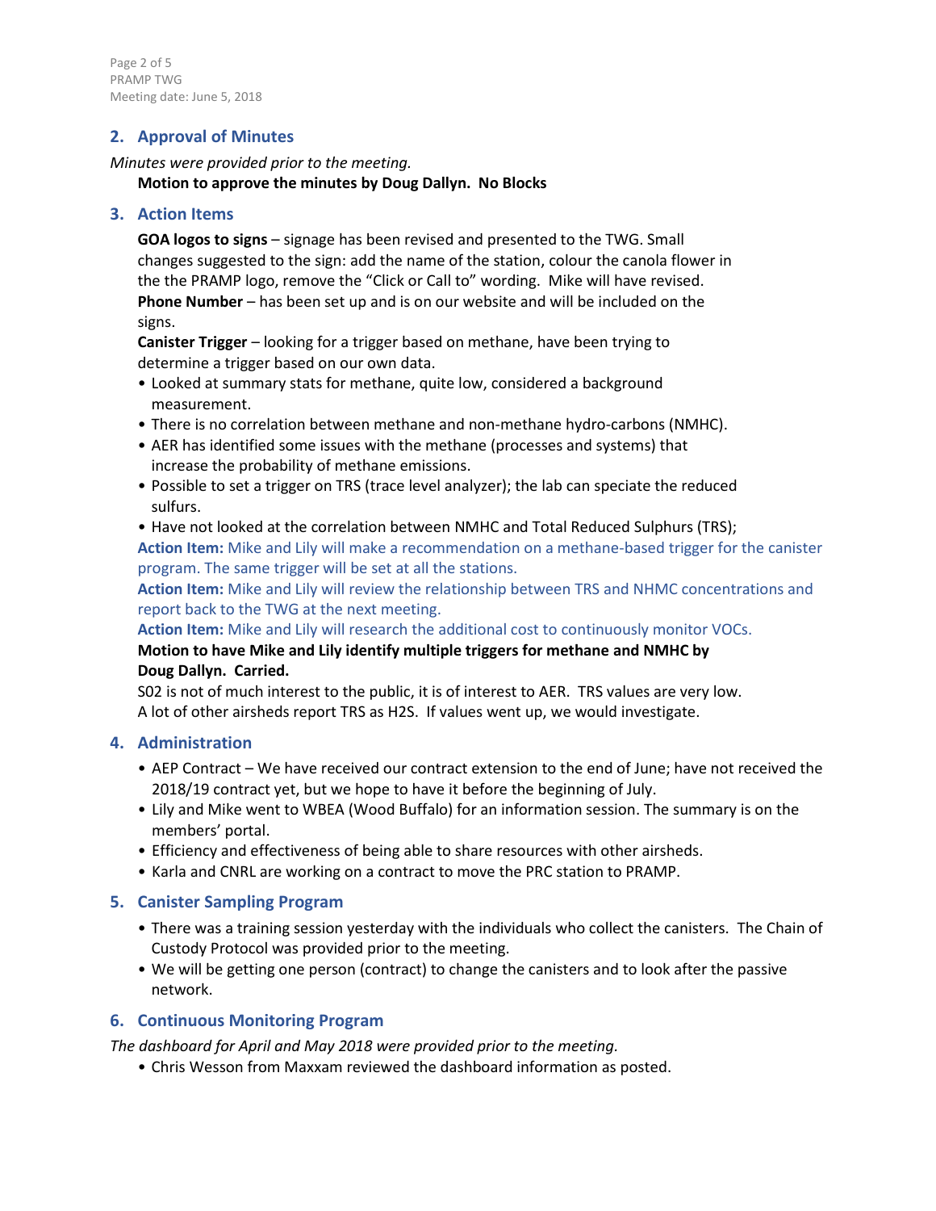## 2. Approval of Minutes

*Minutes were provided prior to the meeting.*

**Motion to approve the minutes by Doug Dallyn. No Blocks**

## 3. Action Items

**GOA logos to signs** – signage has been revised and presented to the TWG. Small changes suggested to the sign: add the name of the station, colour the canola flower in the the PRAMP logo, remove the "Click or Call to" wording. Mike will have revised.

**Phone Number** – has been set up and is on our website and will be included on the signs.

**Canister Trigger** – looking for a trigger based on methane, have been trying to determine a trigger based on our own data.

- Looked at summary stats for methane, quite low, considered a background measurement.
- There is no correlation between methane and non-methane hydro-carbons (NMHC).
- AER has identified some issues with the methane (processes and systems) that increase the probability of methane emissions.
- Possible to set a trigger on TRS (trace level analyzer); the lab can speciate the reduced sulfurs.
- Have not looked at the correlation between NMHC and Total Reduced Sulphurs (TRS);

**Action Item:** Mike and Lily will make a recommendation on a methane-based trigger for the canister program. The same trigger will be set at all the stations.

**Action Item:** Mike and Lily will review the relationship between TRS and NHMC concentrations and report back to the TWG at the next meeting.

**Action Item:** Mike and Lily will research the additional cost to continuously monitor VOCs.

**Motion to have Mike and Lily identify multiple triggers for methane and NMHC by Doug Dallyn. Carried.**

S02 is not of much interest to the public, it is of interest to AER. TRS values are very low. A lot of other airsheds report TRS as $H_2S$. If values went up, we would investigate.

## 4. Administration

- AEP Contract – We have received our contract extension to the end of June; have not received the 2018/19 contract yet, but we hope to have it before the beginning of July.
- Lily and Mike went to WBEA (Wood Buffalo) for an information session. The summary is on the members' portal.
- Efficiency and effectiveness of being able to share resources with other airsheds.
- Karla and CNRL are working on a contract to move the PRC station to PRAMP.

## 5. Canister Sampling Program

- There was a training session yesterday with the individuals who collect the canisters. The Chain of Custody Protocol was provided prior to the meeting.
- We will be getting one person (contract) to change the canisters and to look after the passive network.

## 6. Continuous Monitoring Program

*The dashboard for April and May 2018 were provided prior to the meeting.*

- Chris Wesson from Maxxam reviewed the dashboard information as posted.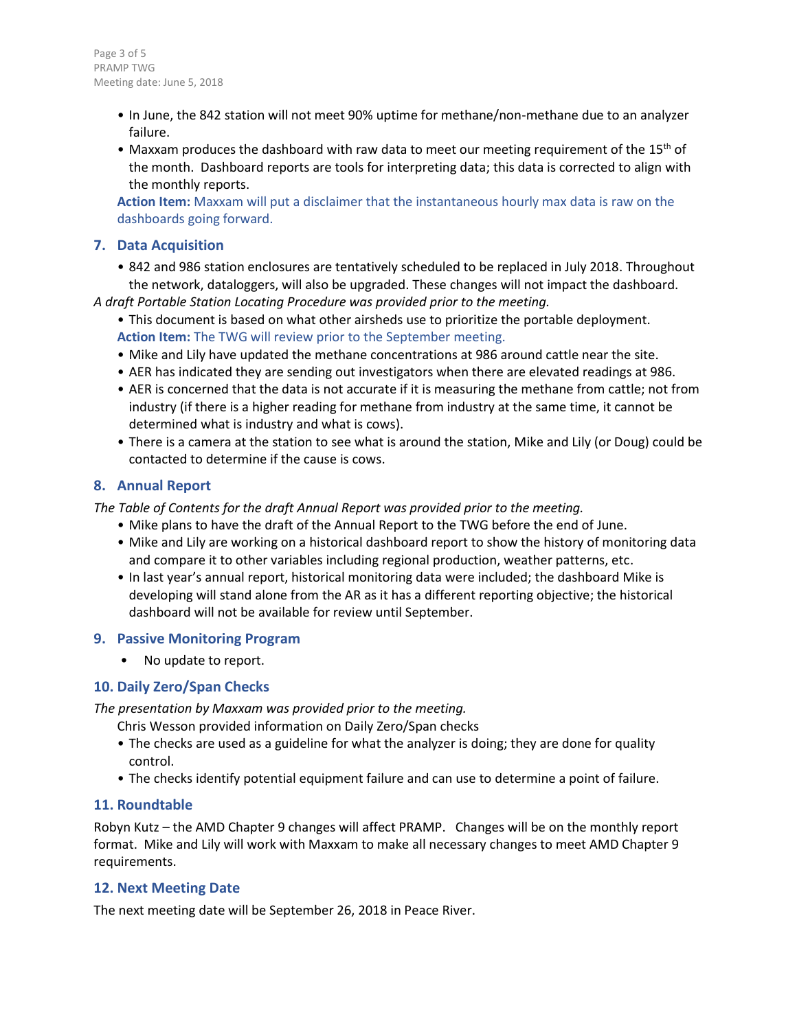- In June, the 842 station will not meet 90% uptime for methane/non-methane due to an analyzer failure.
- Maxxam produces the dashboard with raw data to meet our meeting requirement of the 15th of the month. Dashboard reports are tools for interpreting data; this data is corrected to align with the monthly reports.

**Action Item:** Maxxam will put a disclaimer that the instantaneous hourly max data is raw on the dashboards going forward.

## 7. Data Acquisition

- 842 and 986 station enclosures are tentatively scheduled to be replaced in July 2018. Throughout the network, dataloggers, will also be upgraded. These changes will not impact the dashboard.

*A draft Portable Station Locating Procedure was provided prior to the meeting.*

- This document is based on what other airsheds use to prioritize the portable deployment.

**Action Item:** The TWG will review prior to the September meeting.

- Mike and Lily have updated the methane concentrations at 986 around cattle near the site.
- AER has indicated they are sending out investigators when there are elevated readings at 986.
- AER is concerned that the data is not accurate if it is measuring the methane from cattle; not from industry (if there is a higher reading for methane from industry at the same time, it cannot be determined what is industry and what is cows).
- There is a camera at the station to see what is around the station, Mike and Lily (or Doug) could be contacted to determine if the cause is cows.

## 8. Annual Report

*The Table of Contents for the draft Annual Report was provided prior to the meeting.*

- Mike plans to have the draft of the Annual Report to the TWG before the end of June.
- Mike and Lily are working on a historical dashboard report to show the history of monitoring data and compare it to other variables including regional production, weather patterns, etc.
- In last year's annual report, historical monitoring data were included; the dashboard Mike is developing will stand alone from the AR as it has a different reporting objective; the historical dashboard will not be available for review until September.

## 9. Passive Monitoring Program

- No update to report.

## 10. Daily Zero/Span Checks

*The presentation by Maxxam was provided prior to the meeting.*

Chris Wesson provided information on Daily Zero/Span checks

- The checks are used as a guideline for what the analyzer is doing; they are done for quality control.
- The checks identify potential equipment failure and can use to determine a point of failure.

## 11. Roundtable

Robyn Kutz – the AMD Chapter 9 changes will affect PRAMP. Changes will be on the monthly report format. Mike and Lily will work with Maxxam to make all necessary changes to meet AMD Chapter 9 requirements.

## 12. Next Meeting Date

The next meeting date will be September 26, 2018 in Peace River.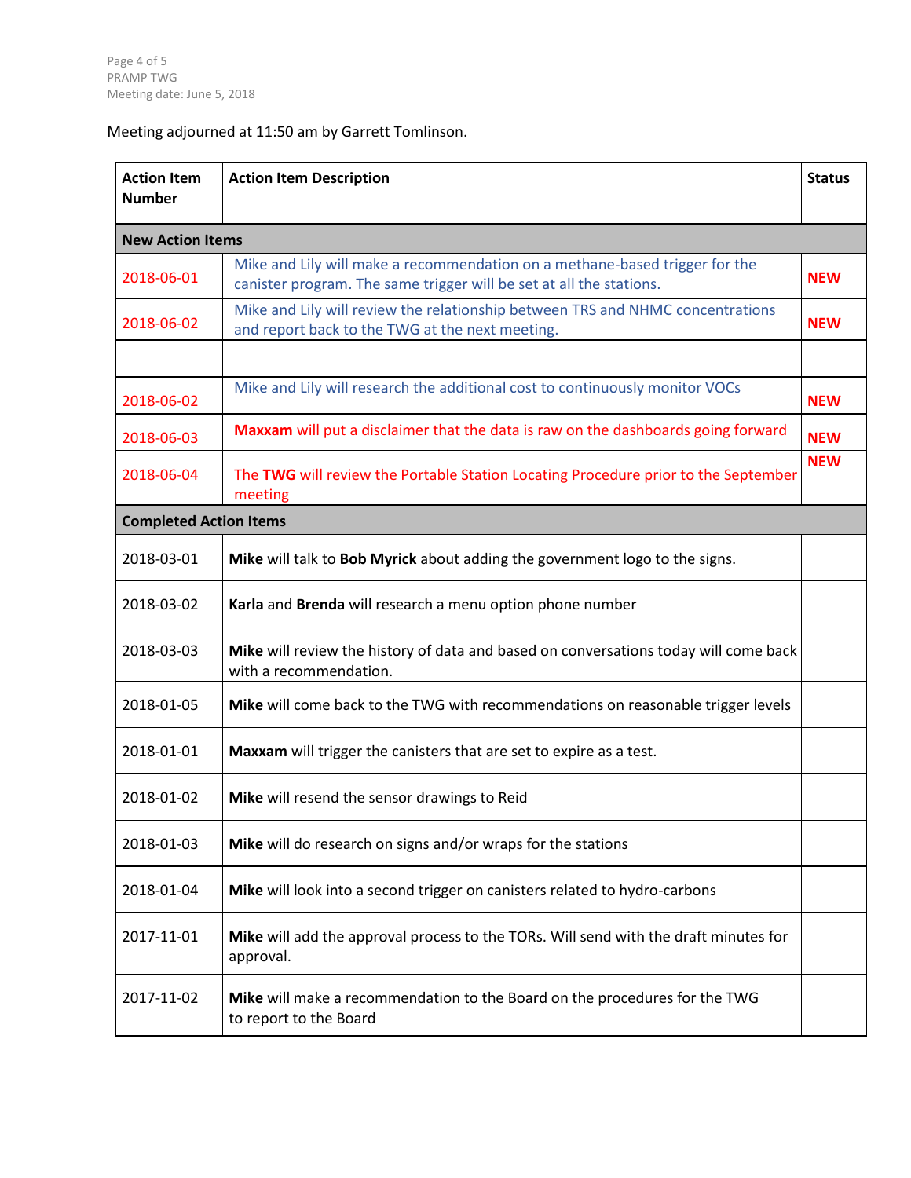Meeting adjourned at 11:50 am by Garrett Tomlinson.

| Action Item Number | Action Item Description | Status |
|---|---|---|
| **New Action Items** | | |
| 2018-06-01 | Mike and Lily will make a recommendation on a methane-based trigger for the canister program. The same trigger will be set at all the stations. | **NEW** |
| 2018-06-02 | Mike and Lily will review the relationship between TRS and NHMC concentrations and report back to the TWG at the next meeting. | **NEW** |
| | | |
| 2018-06-02 | Mike and Lily will research the additional cost to continuously monitor VOCs | **NEW** |
| 2018-06-03 | **Maxxam** will put a disclaimer that the data is raw on the dashboards going forward | **NEW** |
| 2018-06-04 | The **TWG** will review the Portable Station Locating Procedure prior to the September meeting | **NEW** |
| **Completed Action Items** | | |
| 2018-03-01 | **Mike** will talk to **Bob Myrick** about adding the government logo to the signs. | |
| 2018-03-02 | **Karla** and **Brenda** will research a menu option phone number | |
| 2018-03-03 | **Mike** will review the history of data and based on conversations today will come back with a recommendation. | |
| 2018-01-05 | **Mike** will come back to the TWG with recommendations on reasonable trigger levels | |
| 2018-01-01 | **Maxxam** will trigger the canisters that are set to expire as a test. | |
| 2018-01-02 | **Mike** will resend the sensor drawings to Reid | |
| 2018-01-03 | **Mike** will do research on signs and/or wraps for the stations | |
| 2018-01-04 | **Mike** will look into a second trigger on canisters related to hydro-carbons | |
| 2017-11-01 | **Mike** will add the approval process to the TORs. Will send with the draft minutes for approval. | |
| 2017-11-02 | **Mike** will make a recommendation to the Board on the procedures for the TWG to report to the Board | |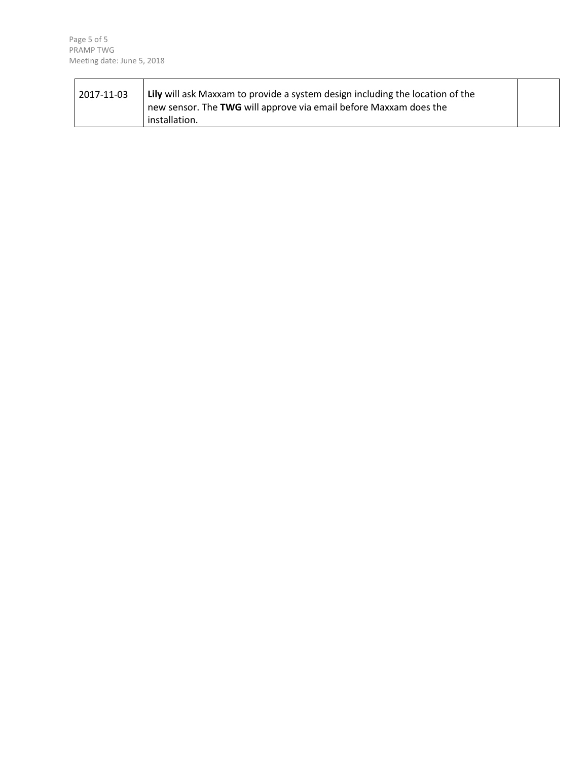| | | |
|---|---|---|
| 2017-11-03 | **Lily** will ask Maxxam to provide a system design including the location of the new sensor. The **TWG** will approve via email before Maxxam does the installation. | |